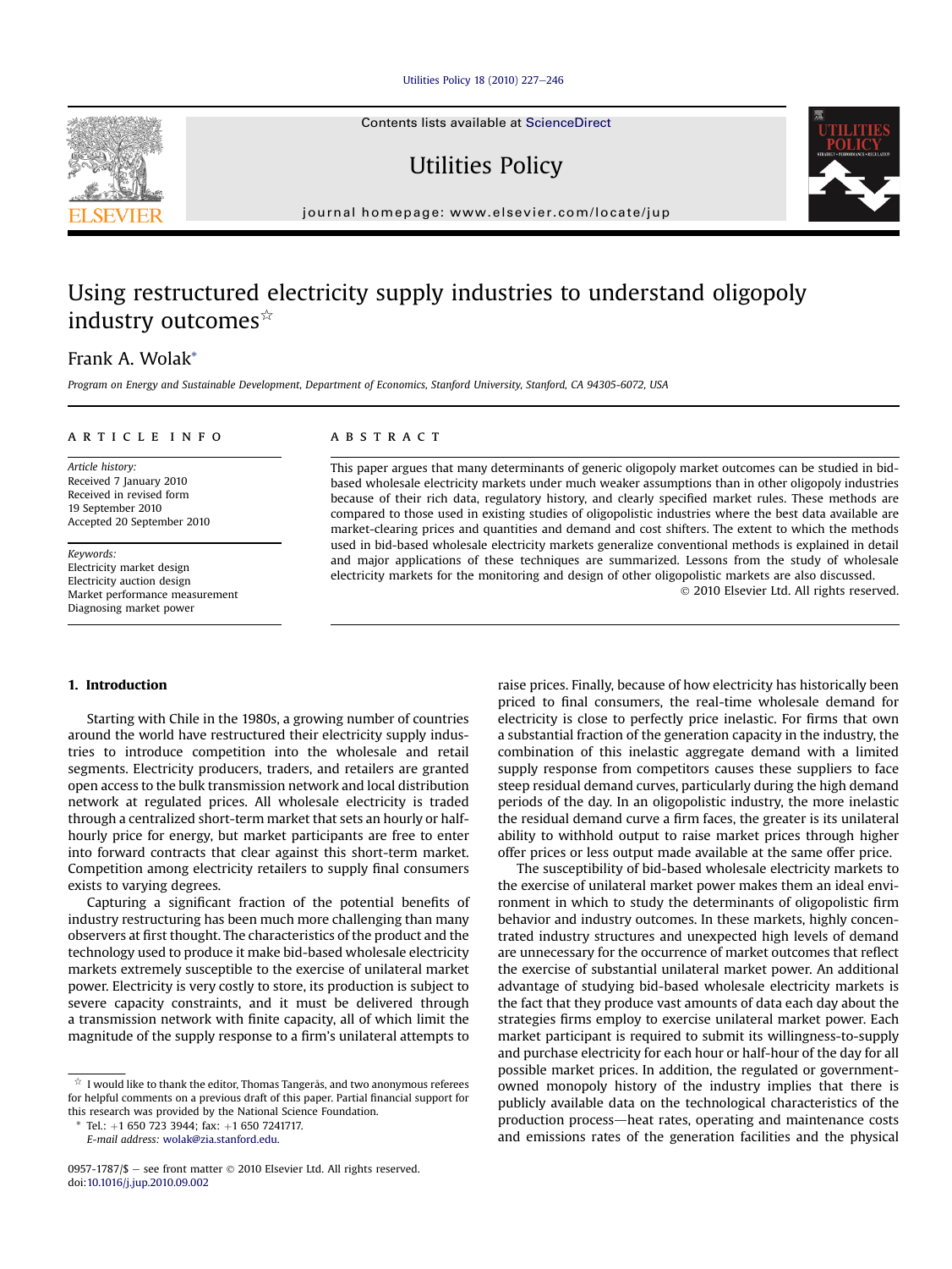# Using restructured electricity supply industries to understand oligopoly industry outcomes ☆

Frank A. Wolak *

*Program on Energy and Sustainable Development, Department of Economics, Stanford University, Stanford, CA 94305-6072, USA*

ARTICLE INFO

*Article history:*
Received 7 January 2010
Received in revised form
19 September 2010
Accepted 20 September 2010

*Keywords:*
Electricity market design
Electricity auction design
Market performance measurement
Diagnosing market power

ABSTRACT

This paper argues that many determinants of generic oligopoly market outcomes can be studied in bid-based wholesale electricity markets under much weaker assumptions than in other oligopoly industries because of their rich data, regulatory history, and clearly specified market rules. These methods are compared to those used in existing studies of oligopolistic industries where the best data available are market-clearing prices and quantities and demand and cost shifters. The extent to which the methods used in bid-based wholesale electricity markets generalize conventional methods is explained in detail and major applications of these techniques are summarized. Lessons from the study of wholesale electricity markets for the monitoring and design of other oligopolistic markets are also discussed.

© 2010 Elsevier Ltd. All rights reserved.

## 1. Introduction

Starting with Chile in the 1980s, a growing number of countries around the world have restructured their electricity supply industries to introduce competition into the wholesale and retail segments. Electricity producers, traders, and retailers are granted open access to the bulk transmission network and local distribution network at regulated prices. All wholesale electricity is traded through a centralized short-term market that sets an hourly or half-hourly price for energy, but market participants are free to enter into forward contracts that clear against this short-term market. Competition among electricity retailers to supply final consumers exists to varying degrees.

Capturing a significant fraction of the potential benefits of industry restructuring has been much more challenging than many observers at first thought. The characteristics of the product and the technology used to produce it make bid-based wholesale electricity markets extremely susceptible to the exercise of unilateral market power. Electricity is very costly to store, its production is subject to severe capacity constraints, and it must be delivered through a transmission network with finite capacity, all of which limit the magnitude of the supply response to a firm's unilateral attempts to raise prices. Finally, because of how electricity has historically been priced to final consumers, the real-time wholesale demand for electricity is close to perfectly price inelastic. For firms that own a substantial fraction of the generation capacity in the industry, the combination of this inelastic aggregate demand with a limited supply response from competitors causes these suppliers to face steep residual demand curves, particularly during the high demand periods of the day. In an oligopolistic industry, the more inelastic the residual demand curve a firm faces, the greater is its unilateral ability to withhold output to raise market prices through higher offer prices or less output made available at the same offer price.

The susceptibility of bid-based wholesale electricity markets to the exercise of unilateral market power makes them an ideal environment in which to study the determinants of oligopolistic firm behavior and industry outcomes. In these markets, highly concentrated industry structures and unexpected high levels of demand are unnecessary for the occurrence of market outcomes that reflect the exercise of substantial unilateral market power. An additional advantage of studying bid-based wholesale electricity markets is the fact that they produce vast amounts of data each day about the strategies firms employ to exercise unilateral market power. Each market participant is required to submit its willingness-to-supply and purchase electricity for each hour or half-hour of the day for all possible market prices. In addition, the regulated or government-owned monopoly history of the industry implies that there is publicly available data on the technological characteristics of the production process—heat rates, operating and maintenance costs and emissions rates of the generation facilities and the physical

☆ I would like to thank the editor, Thomas Tangerås, and two anonymous referees for helpful comments on a previous draft of this paper. Partial financial support for this research was provided by the National Science Foundation.

\* Tel.: +1 650 723 3944; fax: +1 650 7241717.
*E-mail address:* wolak@zia.stanford.edu.

0957-1787/$ – see front matter © 2010 Elsevier Ltd. All rights reserved.
doi:10.1016/j.jup.2010.09.002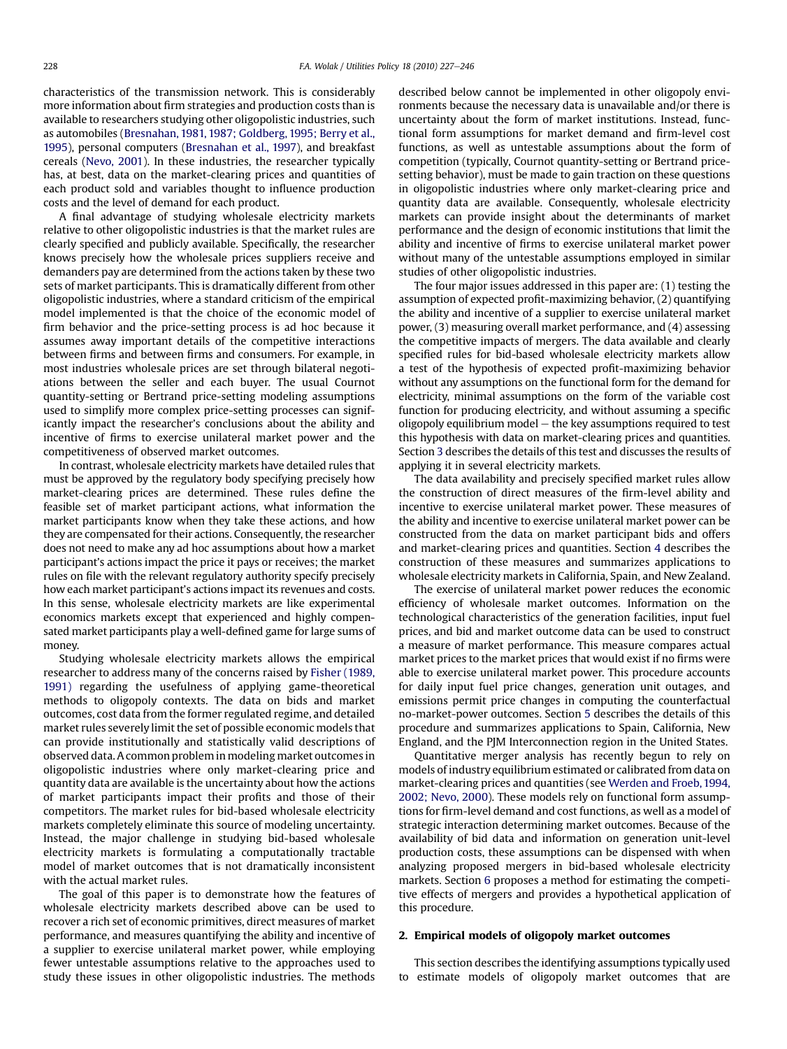characteristics of the transmission network. This is considerably more information about firm strategies and production costs than is available to researchers studying other oligopolistic industries, such as automobiles (Bresnahan, 1981, 1987; Goldberg, 1995; Berry et al., 1995), personal computers (Bresnahan et al., 1997), and breakfast cereals (Nevo, 2001). In these industries, the researcher typically has, at best, data on the market-clearing prices and quantities of each product sold and variables thought to influence production costs and the level of demand for each product.

A final advantage of studying wholesale electricity markets relative to other oligopolistic industries is that the market rules are clearly specified and publicly available. Specifically, the researcher knows precisely how the wholesale prices suppliers receive and demanders pay are determined from the actions taken by these two sets of market participants. This is dramatically different from other oligopolistic industries, where a standard criticism of the empirical model implemented is that the choice of the economic model of firm behavior and the price-setting process is ad hoc because it assumes away important details of the competitive interactions between firms and between firms and consumers. For example, in most industries wholesale prices are set through bilateral negotiations between the seller and each buyer. The usual Cournot quantity-setting or Bertrand price-setting modeling assumptions used to simplify more complex price-setting processes can significantly impact the researcher's conclusions about the ability and incentive of firms to exercise unilateral market power and the competitiveness of observed market outcomes.

In contrast, wholesale electricity markets have detailed rules that must be approved by the regulatory body specifying precisely how market-clearing prices are determined. These rules define the feasible set of market participant actions, what information the market participants know when they take these actions, and how they are compensated for their actions. Consequently, the researcher does not need to make any ad hoc assumptions about how a market participant's actions impact the price it pays or receives; the market rules on file with the relevant regulatory authority specify precisely how each market participant's actions impact its revenues and costs. In this sense, wholesale electricity markets are like experimental economics markets except that experienced and highly compensated market participants play a well-defined game for large sums of money.

Studying wholesale electricity markets allows the empirical researcher to address many of the concerns raised by Fisher (1989, 1991) regarding the usefulness of applying game-theoretical methods to oligopoly contexts. The data on bids and market outcomes, cost data from the former regulated regime, and detailed market rules severely limit the set of possible economic models that can provide institutionally and statistically valid descriptions of observed data. A common problem in modeling market outcomes in oligopolistic industries where only market-clearing price and quantity data are available is the uncertainty about how the actions of market participants impact their profits and those of their competitors. The market rules for bid-based wholesale electricity markets completely eliminate this source of modeling uncertainty. Instead, the major challenge in studying bid-based wholesale electricity markets is formulating a computationally tractable model of market outcomes that is not dramatically inconsistent with the actual market rules.

The goal of this paper is to demonstrate how the features of wholesale electricity markets described above can be used to recover a rich set of economic primitives, direct measures of market performance, and measures quantifying the ability and incentive of a supplier to exercise unilateral market power, while employing fewer untestable assumptions relative to the approaches used to study these issues in other oligopolistic industries. The methods described below cannot be implemented in other oligopoly environments because the necessary data is unavailable and/or there is uncertainty about the form of market institutions. Instead, functional form assumptions for market demand and firm-level cost functions, as well as untestable assumptions about the form of competition (typically, Cournot quantity-setting or Bertrand price-setting behavior), must be made to gain traction on these questions in oligopolistic industries where only market-clearing price and quantity data are available. Consequently, wholesale electricity markets can provide insight about the determinants of market performance and the design of economic institutions that limit the ability and incentive of firms to exercise unilateral market power without many of the untestable assumptions employed in similar studies of other oligopolistic industries.

The four major issues addressed in this paper are: (1) testing the assumption of expected profit-maximizing behavior, (2) quantifying the ability and incentive of a supplier to exercise unilateral market power, (3) measuring overall market performance, and (4) assessing the competitive impacts of mergers. The data available and clearly specified rules for bid-based wholesale electricity markets allow a test of the hypothesis of expected profit-maximizing behavior without any assumptions on the functional form for the demand for electricity, minimal assumptions on the form of the variable cost function for producing electricity, and without assuming a specific oligopoly equilibrium model – the key assumptions required to test this hypothesis with data on market-clearing prices and quantities. Section 3 describes the details of this test and discusses the results of applying it in several electricity markets.

The data availability and precisely specified market rules allow the construction of direct measures of the firm-level ability and incentive to exercise unilateral market power. These measures of the ability and incentive to exercise unilateral market power can be constructed from the data on market participant bids and offers and market-clearing prices and quantities. Section 4 describes the construction of these measures and summarizes applications to wholesale electricity markets in California, Spain, and New Zealand.

The exercise of unilateral market power reduces the economic efficiency of wholesale market outcomes. Information on the technological characteristics of the generation facilities, input fuel prices, and bid and market outcome data can be used to construct a measure of market performance. This measure compares actual market prices to the market prices that would exist if no firms were able to exercise unilateral market power. This procedure accounts for daily input fuel price changes, generation unit outages, and emissions permit price changes in computing the counterfactual no-market-power outcomes. Section 5 describes the details of this procedure and summarizes applications to Spain, California, New England, and the PJM Interconnection region in the United States.

Quantitative merger analysis has recently begun to rely on models of industry equilibrium estimated or calibrated from data on market-clearing prices and quantities (see Werden and Froeb, 1994, 2002; Nevo, 2000). These models rely on functional form assumptions for firm-level demand and cost functions, as well as a model of strategic interaction determining market outcomes. Because of the availability of bid data and information on generation unit-level production costs, these assumptions can be dispensed with when analyzing proposed mergers in bid-based wholesale electricity markets. Section 6 proposes a method for estimating the competitive effects of mergers and provides a hypothetical application of this procedure.

## 2. Empirical models of oligopoly market outcomes

This section describes the identifying assumptions typically used to estimate models of oligopoly market outcomes that are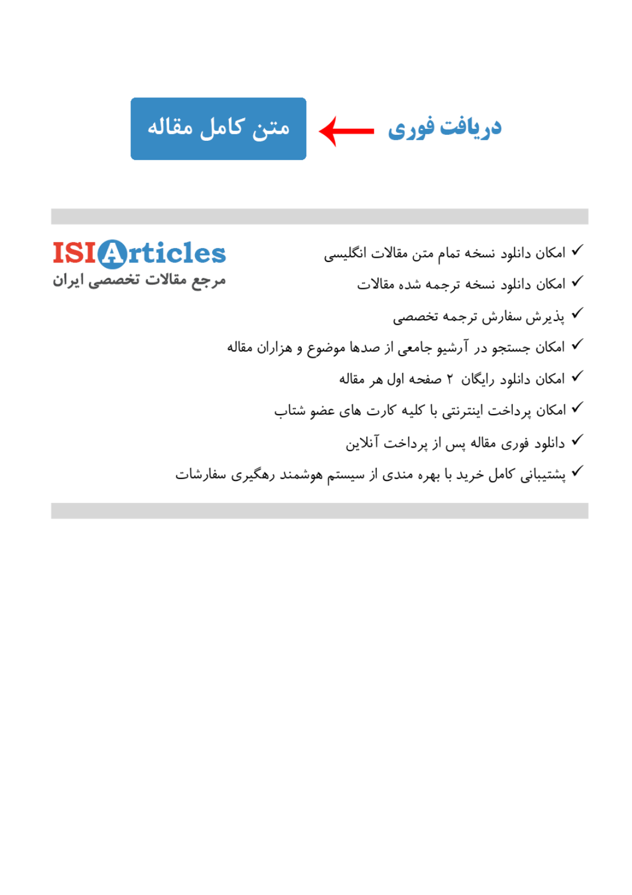دریافت فوری ← متن کامل مقاله

**ISIArticles**
مرجع مقالات تخصصی ایران

- ✓ امکان دانلود نسخه تمام متن مقالات انگلیسی
- ✓ امکان دانلود نسخه ترجمه شده مقالات
- ✓ پذیرش سفارش ترجمه تخصصی
- ✓ امکان جستجو در آرشیو جامعی از صدها موضوع و هزاران مقاله
- ✓ امکان دانلود رایگان ۲ صفحه اول هر مقاله
- ✓ امکان پرداخت اینترنتی با کلیه کارت های عضو شتاب
- ✓ دانلود فوری مقاله پس از پرداخت آنلاین
- ✓ پشتیبانی کامل خرید با بهره مندی از سیستم هوشمند رهگیری سفارشات